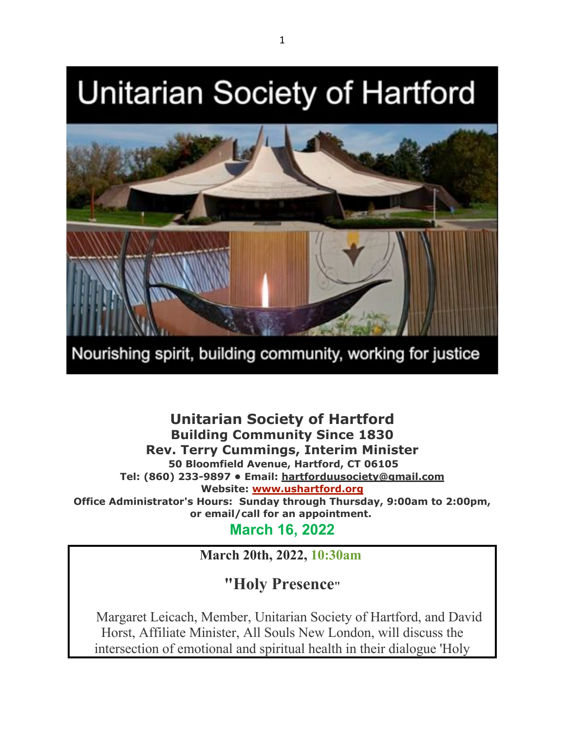# Unitarian Society of Hartford

Nourishing spirit, building community, working for justice

**Unitarian Society of Hartford**
**Building Community Since 1830**
**Rev. Terry Cummings, Interim Minister**
**50 Bloomfield Avenue, Hartford, CT 06105**
**Tel: (860) 233-9897 • Email: hartforduusociety@gmail.com**
**Website: www.ushartford.org**
**Office Administrator's Hours: Sunday through Thursday, 9:00am to 2:00pm, or email/call for an appointment.**

## March 16, 2022

**March 20th, 2022, 10:30am**

### "Holy Presence"

Margaret Leicach, Member, Unitarian Society of Hartford, and David Horst, Affiliate Minister, All Souls New London, will discuss the intersection of emotional and spiritual health in their dialogue 'Holy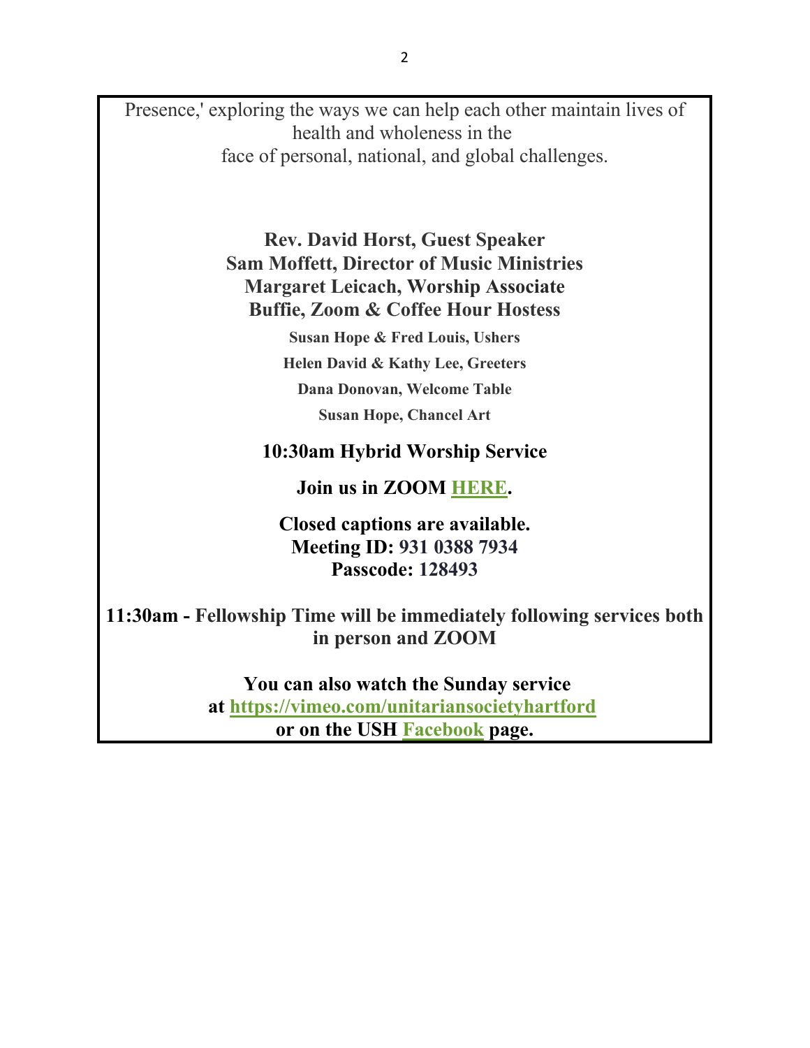Presence,' exploring the ways we can help each other maintain lives of health and wholeness in the face of personal, national, and global challenges.

**Rev. David Horst, Guest Speaker**
**Sam Moffett, Director of Music Ministries**
**Margaret Leicach, Worship Associate**
**Buffie, Zoom & Coffee Hour Hostess**

**Susan Hope & Fred Louis, Ushers**

**Helen David & Kathy Lee, Greeters**

**Dana Donovan, Welcome Table**

**Susan Hope, Chancel Art**

**10:30am Hybrid Worship Service**

**Join us in ZOOM HERE.**

**Closed captions are available.**
**Meeting ID: 931 0388 7934**
**Passcode: 128493**

**11:30am - Fellowship Time will be immediately following services both in person and ZOOM**

**You can also watch the Sunday service at https://vimeo.com/unitariansocietyhartford or on the USH Facebook page.**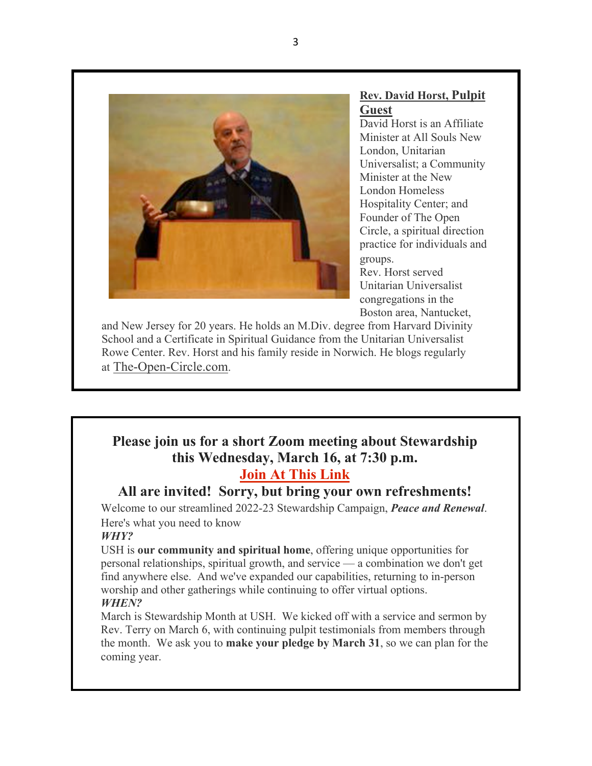## Rev. David Horst, Pulpit Guest

David Horst is an Affiliate Minister at All Souls New London, Unitarian Universalist; a Community Minister at the New London Homeless Hospitality Center; and Founder of The Open Circle, a spiritual direction practice for individuals and groups.

Rev. Horst served Unitarian Universalist congregations in the Boston area, Nantucket, and New Jersey for 20 years. He holds an M.Div. degree from Harvard Divinity School and a Certificate in Spiritual Guidance from the Unitarian Universalist Rowe Center. Rev. Horst and his family reside in Norwich. He blogs regularly at The-Open-Circle.com.

---

## Please join us for a short Zoom meeting about Stewardship this Wednesday, March 16, at 7:30 p.m.

### Join At This Link

### All are invited! Sorry, but bring your own refreshments!

Welcome to our streamlined 2022-23 Stewardship Campaign, ***Peace and Renewal***. Here's what you need to know

***WHY?***

USH is **our community and spiritual home**, offering unique opportunities for personal relationships, spiritual growth, and service — a combination we don't get find anywhere else. And we've expanded our capabilities, returning to in-person worship and other gatherings while continuing to offer virtual options.

***WHEN?***

March is Stewardship Month at USH. We kicked off with a service and sermon by Rev. Terry on March 6, with continuing pulpit testimonials from members through the month. We ask you to **make your pledge by March 31**, so we can plan for the coming year.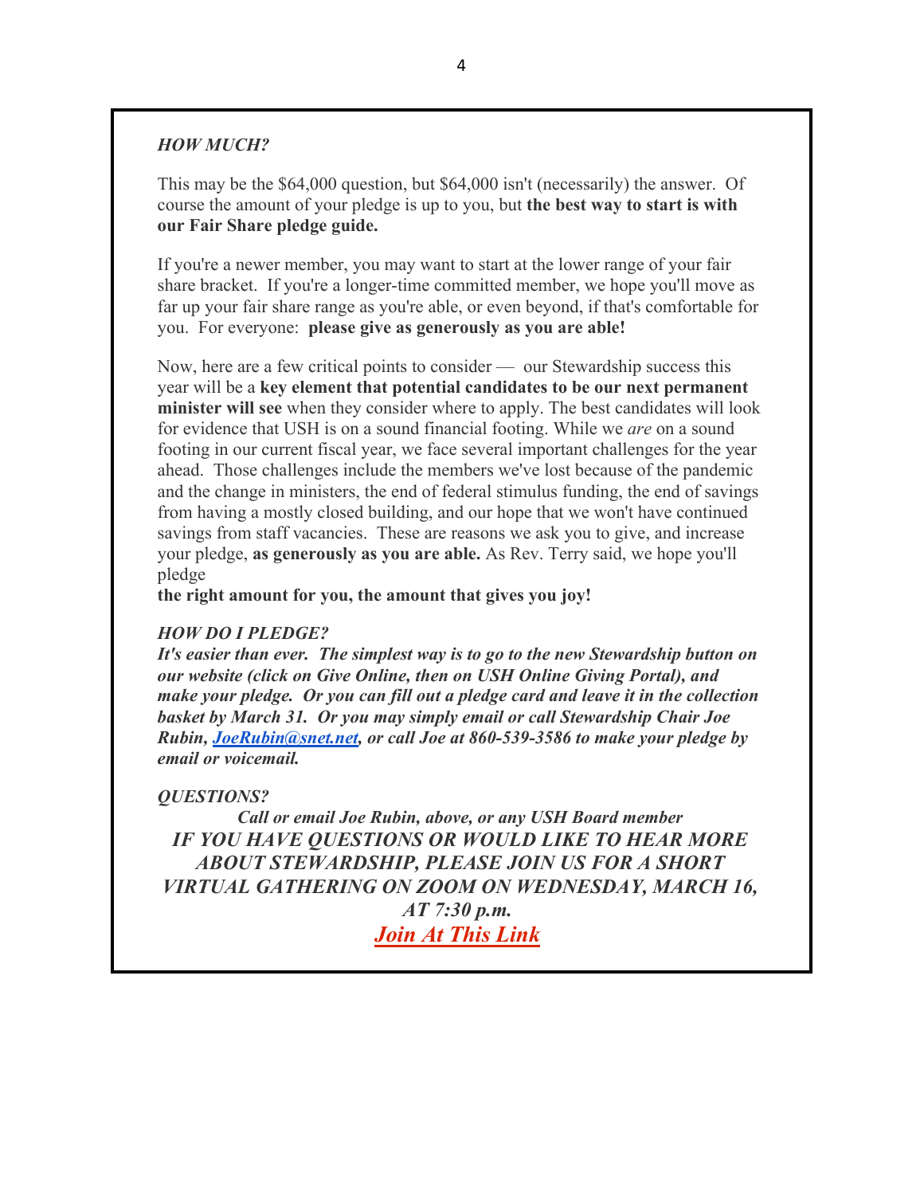### *HOW MUCH?*

This may be the $64,000 question, but $64,000 isn't (necessarily) the answer. Of course the amount of your pledge is up to you, but **the best way to start is with our Fair Share pledge guide.**

If you're a newer member, you may want to start at the lower range of your fair share bracket. If you're a longer-time committed member, we hope you'll move as far up your fair share range as you're able, or even beyond, if that's comfortable for you. For everyone: **please give as generously as you are able!**

Now, here are a few critical points to consider — our Stewardship success this year will be a **key element that potential candidates to be our next permanent minister will see** when they consider where to apply. The best candidates will look for evidence that USH is on a sound financial footing. While we *are* on a sound footing in our current fiscal year, we face several important challenges for the year ahead. Those challenges include the members we've lost because of the pandemic and the change in ministers, the end of federal stimulus funding, the end of savings from having a mostly closed building, and our hope that we won't have continued savings from staff vacancies. These are reasons we ask you to give, and increase your pledge, **as generously as you are able.** As Rev. Terry said, we hope you'll pledge

**the right amount for you, the amount that gives you joy!**

### *HOW DO I PLEDGE?*

***It's easier than ever. The simplest way is to go to the new Stewardship button on our website (click on Give Online, then on USH Online Giving Portal), and make your pledge. Or you can fill out a pledge card and leave it in the collection basket by March 31. Or you may simply email or call Stewardship Chair Joe Rubin, [JoeRubin@snet.net](mailto:JoeRubin@snet.net), or call Joe at 860-539-3586 to make your pledge by email or voicemail.***

### *QUESTIONS?*

***Call or email Joe Rubin, above, or any USH Board member***

***IF YOU HAVE QUESTIONS OR WOULD LIKE TO HEAR MORE ABOUT STEWARDSHIP, PLEASE JOIN US FOR A SHORT VIRTUAL GATHERING ON ZOOM ON WEDNESDAY, MARCH 16, AT 7:30 p.m.***

***Join At This Link***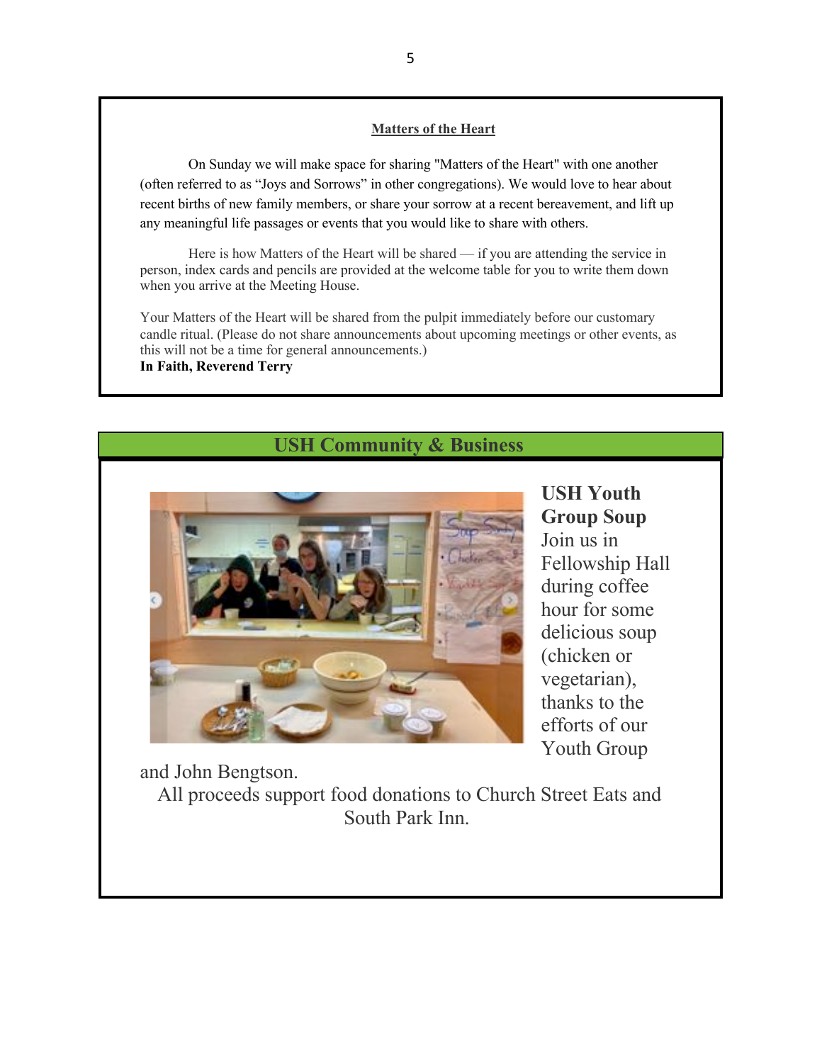## Matters of the Heart

On Sunday we will make space for sharing "Matters of the Heart" with one another (often referred to as "Joys and Sorrows" in other congregations). We would love to hear about recent births of new family members, or share your sorrow at a recent bereavement, and lift up any meaningful life passages or events that you would like to share with others.

Here is how Matters of the Heart will be shared — if you are attending the service in person, index cards and pencils are provided at the welcome table for you to write them down when you arrive at the Meeting House.

Your Matters of the Heart will be shared from the pulpit immediately before our customary candle ritual. (Please do not share announcements about upcoming meetings or other events, as this will not be a time for general announcements.)

**In Faith, Reverend Terry**

## USH Community & Business

### USH Youth Group Soup

Join us in Fellowship Hall during coffee hour for some delicious soup (chicken or vegetarian), thanks to the efforts of our Youth Group and John Bengtson.

All proceeds support food donations to Church Street Eats and South Park Inn.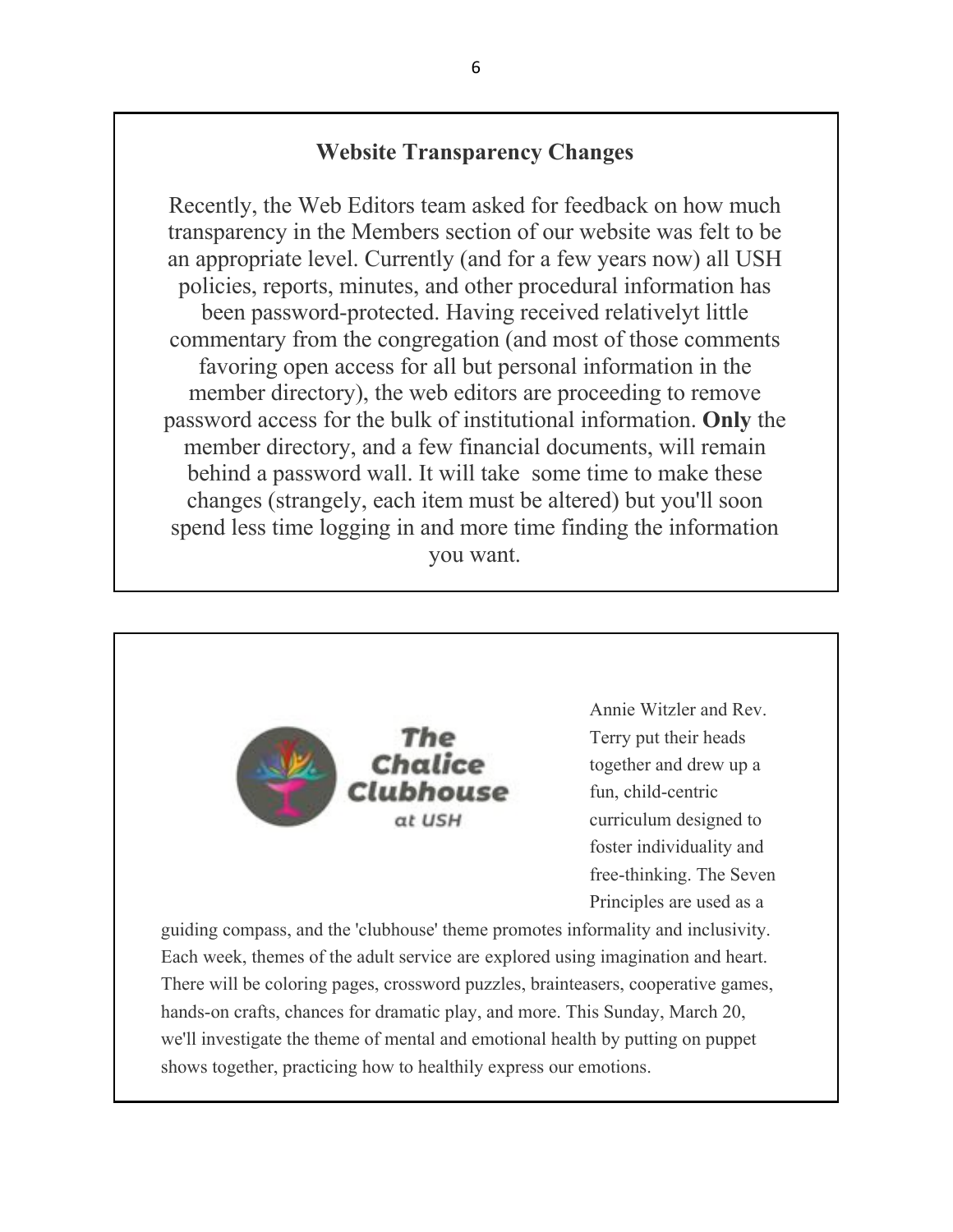## Website Transparency Changes

Recently, the Web Editors team asked for feedback on how much transparency in the Members section of our website was felt to be an appropriate level. Currently (and for a few years now) all USH policies, reports, minutes, and other procedural information has been password-protected. Having received relativelyt little commentary from the congregation (and most of those comments favoring open access for all but personal information in the member directory), the web editors are proceeding to remove password access for the bulk of institutional information. **Only** the member directory, and a few financial documents, will remain behind a password wall. It will take some time to make these changes (strangely, each item must be altered) but you'll soon spend less time logging in and more time finding the information you want.

**The Chalice Clubhouse** at USH

Annie Witzler and Rev. Terry put their heads together and drew up a fun, child-centric curriculum designed to foster individuality and free-thinking. The Seven Principles are used as a guiding compass, and the 'clubhouse' theme promotes informality and inclusivity. Each week, themes of the adult service are explored using imagination and heart. There will be coloring pages, crossword puzzles, brainteasers, cooperative games, hands-on crafts, chances for dramatic play, and more. This Sunday, March 20, we'll investigate the theme of mental and emotional health by putting on puppet shows together, practicing how to healthily express our emotions.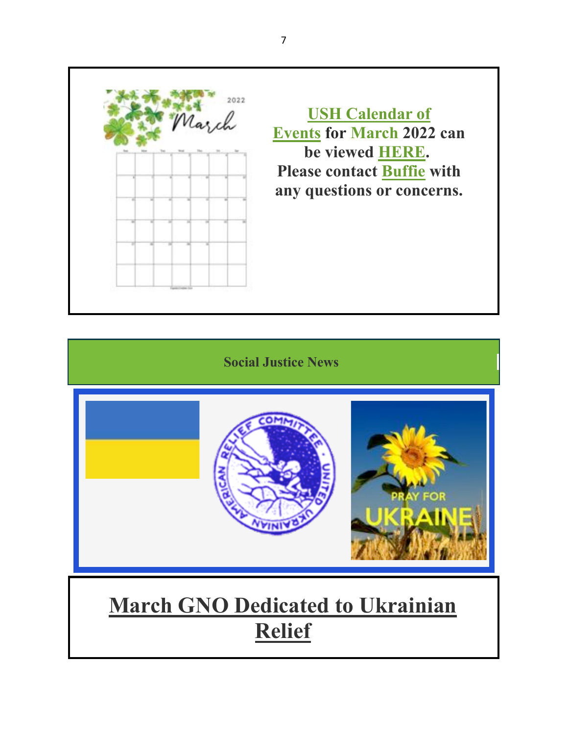**USH Calendar of Events for March 2022 can be viewed HERE. Please contact Buffie with any questions or concerns.**

**Social Justice News**

## March GNO Dedicated to Ukrainian Relief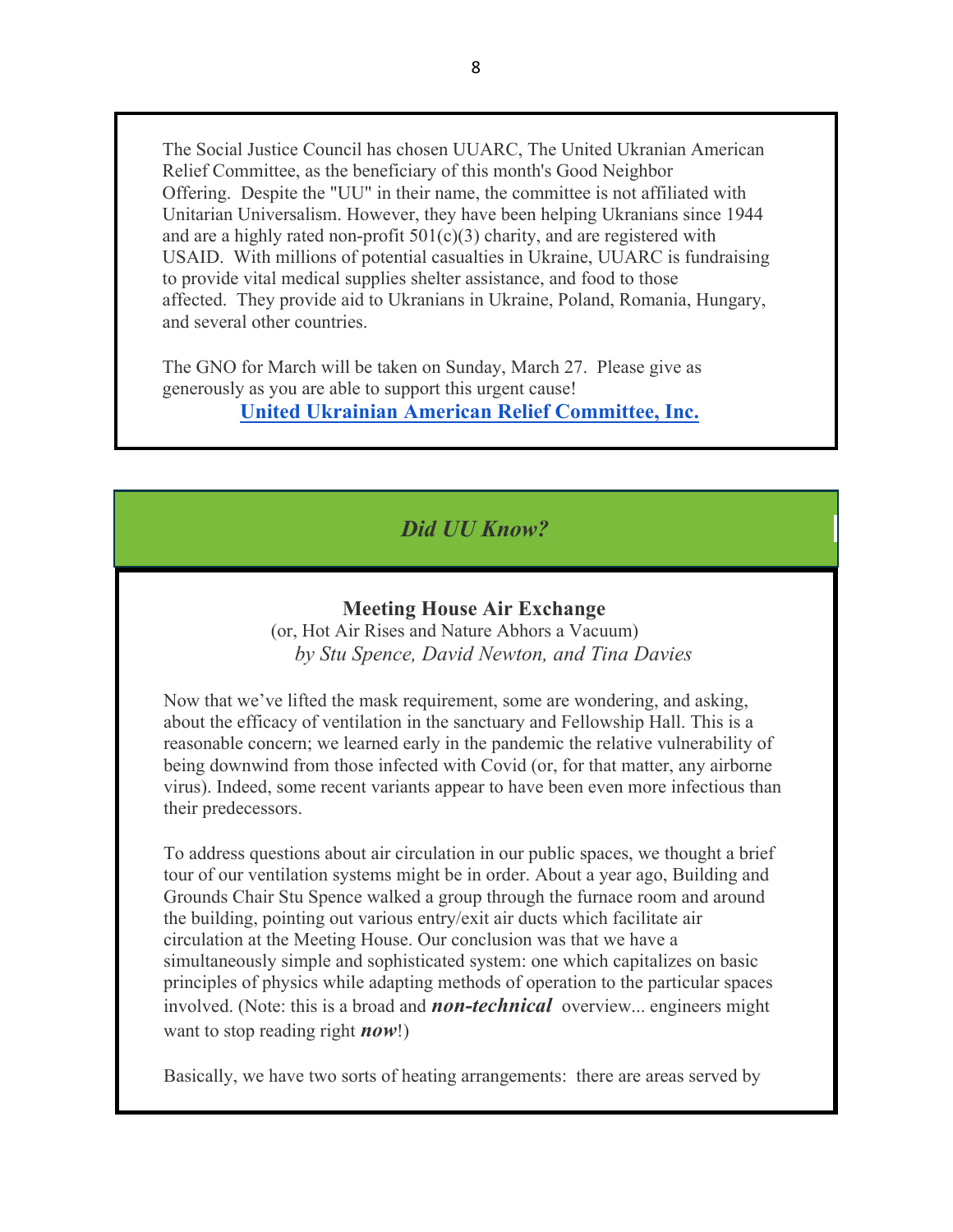The Social Justice Council has chosen UUARC, The United Ukranian American Relief Committee, as the beneficiary of this month's Good Neighbor Offering. Despite the "UU" in their name, the committee is not affiliated with Unitarian Universalism. However, they have been helping Ukranians since 1944 and are a highly rated non-profit 501(c)(3) charity, and are registered with USAID. With millions of potential casualties in Ukraine, UUARC is fundraising to provide vital medical supplies shelter assistance, and food to those affected. They provide aid to Ukranians in Ukraine, Poland, Romania, Hungary, and several other countries.

The GNO for March will be taken on Sunday, March 27. Please give as generously as you are able to support this urgent cause!

**United Ukrainian American Relief Committee, Inc.**

## *Did UU Know?*

### Meeting House Air Exchange

(or, Hot Air Rises and Nature Abhors a Vacuum)

*by Stu Spence, David Newton, and Tina Davies*

Now that we've lifted the mask requirement, some are wondering, and asking, about the efficacy of ventilation in the sanctuary and Fellowship Hall. This is a reasonable concern; we learned early in the pandemic the relative vulnerability of being downwind from those infected with Covid (or, for that matter, any airborne virus). Indeed, some recent variants appear to have been even more infectious than their predecessors.

To address questions about air circulation in our public spaces, we thought a brief tour of our ventilation systems might be in order. About a year ago, Building and Grounds Chair Stu Spence walked a group through the furnace room and around the building, pointing out various entry/exit air ducts which facilitate air circulation at the Meeting House. Our conclusion was that we have a simultaneously simple and sophisticated system: one which capitalizes on basic principles of physics while adapting methods of operation to the particular spaces involved. (Note: this is a broad and ***non-technical*** overview... engineers might want to stop reading right ***now***!)

Basically, we have two sorts of heating arrangements: there are areas served by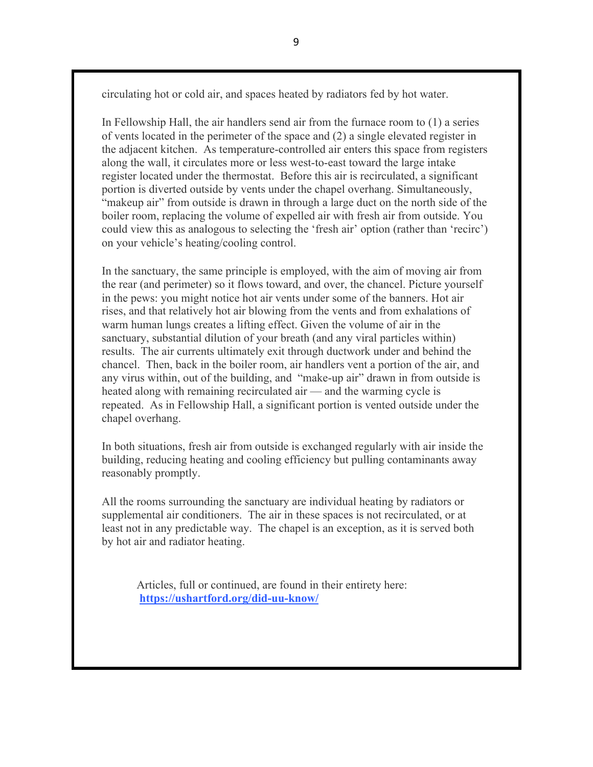circulating hot or cold air, and spaces heated by radiators fed by hot water.

In Fellowship Hall, the air handlers send air from the furnace room to (1) a series of vents located in the perimeter of the space and (2) a single elevated register in the adjacent kitchen. As temperature-controlled air enters this space from registers along the wall, it circulates more or less west-to-east toward the large intake register located under the thermostat. Before this air is recirculated, a significant portion is diverted outside by vents under the chapel overhang. Simultaneously, "makeup air" from outside is drawn in through a large duct on the north side of the boiler room, replacing the volume of expelled air with fresh air from outside. You could view this as analogous to selecting the 'fresh air' option (rather than 'recirc') on your vehicle's heating/cooling control.

In the sanctuary, the same principle is employed, with the aim of moving air from the rear (and perimeter) so it flows toward, and over, the chancel. Picture yourself in the pews: you might notice hot air vents under some of the banners. Hot air rises, and that relatively hot air blowing from the vents and from exhalations of warm human lungs creates a lifting effect. Given the volume of air in the sanctuary, substantial dilution of your breath (and any viral particles within) results. The air currents ultimately exit through ductwork under and behind the chancel. Then, back in the boiler room, air handlers vent a portion of the air, and any virus within, out of the building, and "make-up air" drawn in from outside is heated along with remaining recirculated air — and the warming cycle is repeated. As in Fellowship Hall, a significant portion is vented outside under the chapel overhang.

In both situations, fresh air from outside is exchanged regularly with air inside the building, reducing heating and cooling efficiency but pulling contaminants away reasonably promptly.

All the rooms surrounding the sanctuary are individual heating by radiators or supplemental air conditioners. The air in these spaces is not recirculated, or at least not in any predictable way. The chapel is an exception, as it is served both by hot air and radiator heating.

Articles, full or continued, are found in their entirety here: **https://ushartford.org/did-uu-know/**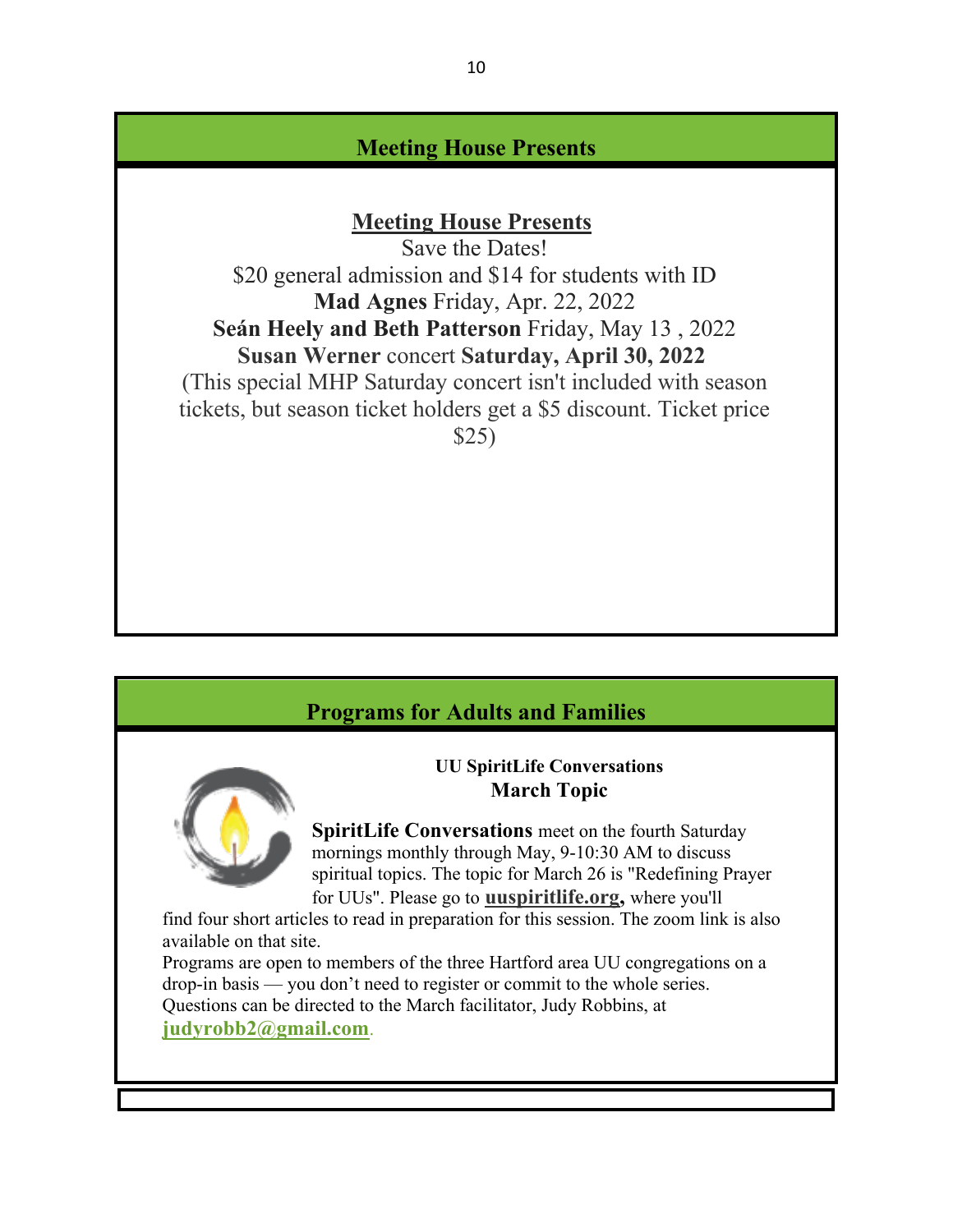## Meeting House Presents

**Meeting House Presents**

Save the Dates!

$20 general admission and $14 for students with ID

**Mad Agnes** Friday, Apr. 22, 2022

**Seán Heely and Beth Patterson** Friday, May 13 , 2022

**Susan Werner** concert **Saturday, April 30, 2022**

(This special MHP Saturday concert isn't included with season tickets, but season ticket holders get a $5 discount. Ticket price $25)

## Programs for Adults and Families

**UU SpiritLife Conversations**

**March Topic**

**SpiritLife Conversations** meet on the fourth Saturday mornings monthly through May, 9-10:30 AM to discuss spiritual topics. The topic for March 26 is "Redefining Prayer for UUs". Please go to **uuspiritlife.org,** where you'll find four short articles to read in preparation for this session. The zoom link is also available on that site.

Programs are open to members of the three Hartford area UU congregations on a drop-in basis — you don't need to register or commit to the whole series.

Questions can be directed to the March facilitator, Judy Robbins, at **judyrobb2@gmail.com**.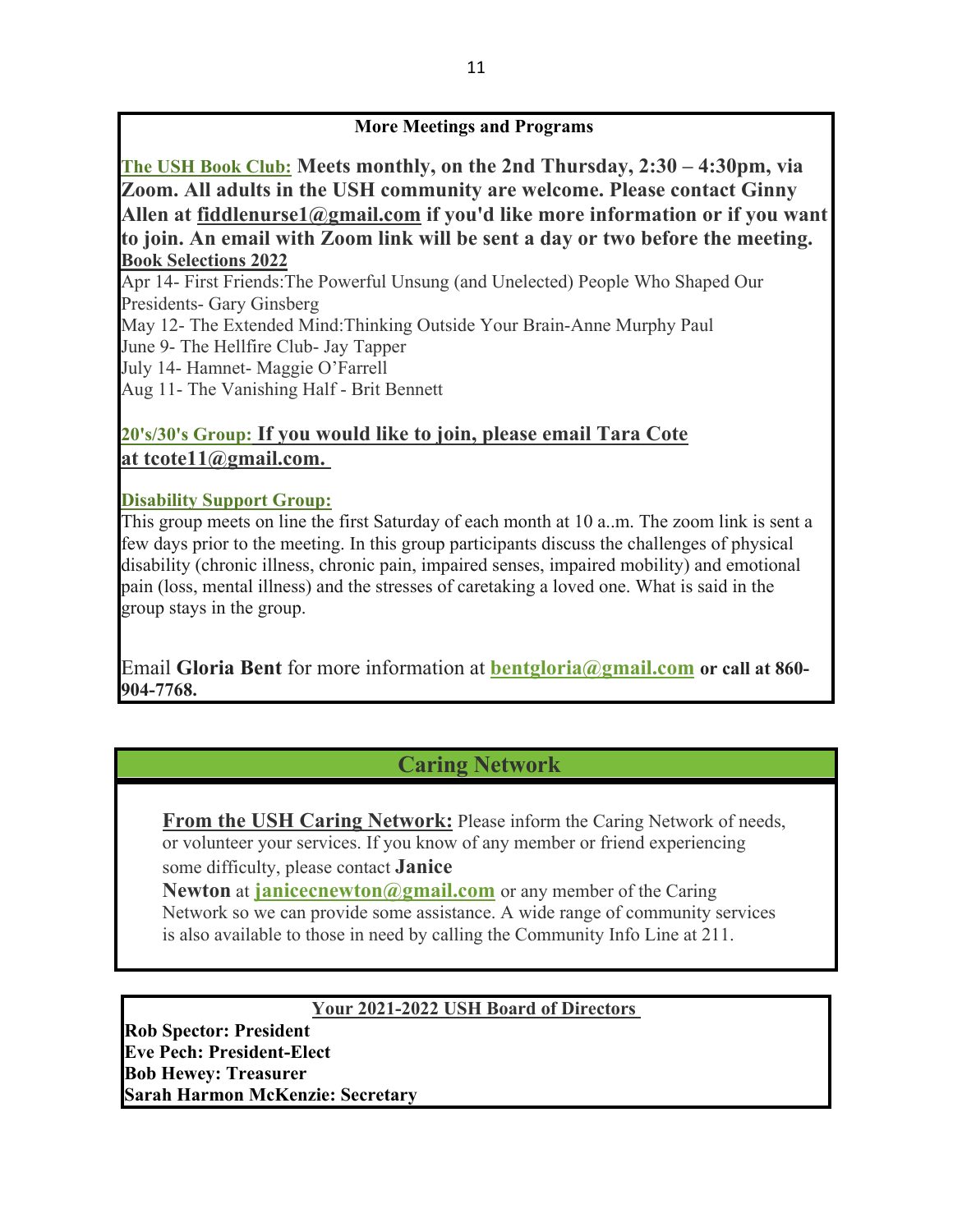### More Meetings and Programs

**The USH Book Club:** **Meets monthly, on the 2nd Thursday, 2:30 – 4:30pm, via Zoom. All adults in the USH community are welcome. Please contact Ginny Allen at fiddlenurse1@gmail.com if you'd like more information or if you want to join. An email with Zoom link will be sent a day or two before the meeting.**

**Book Selections 2022**

Apr 14- First Friends:The Powerful Unsung (and Unelected) People Who Shaped Our Presidents- Gary Ginsberg
May 12- The Extended Mind:Thinking Outside Your Brain-Anne Murphy Paul
June 9- The Hellfire Club- Jay Tapper
July 14- Hamnet- Maggie O'Farrell
Aug 11- The Vanishing Half - Brit Bennett

**20's/30's Group:** **If you would like to join, please email Tara Cote at tcote11@gmail.com.**

**Disability Support Group:**

This group meets on line the first Saturday of each month at 10 a..m. The zoom link is sent a few days prior to the meeting. In this group participants discuss the challenges of physical disability (chronic illness, chronic pain, impaired senses, impaired mobility) and emotional pain (loss, mental illness) and the stresses of caretaking a loved one. What is said in the group stays in the group.

Email **Gloria Bent** for more information at **bentgloria@gmail.com** **or call at 860-904-7768.**

## Caring Network

**From the USH Caring Network:** Please inform the Caring Network of needs, or volunteer your services. If you know of any member or friend experiencing some difficulty, please contact **Janice Newton** at **janicecnewton@gmail.com** or any member of the Caring Network so we can provide some assistance. A wide range of community services is also available to those in need by calling the Community Info Line at 211.

### Your 2021-2022 USH Board of Directors

**Rob Spector: President**
**Eve Pech: President-Elect**
**Bob Hewey: Treasurer**
**Sarah Harmon McKenzie: Secretary**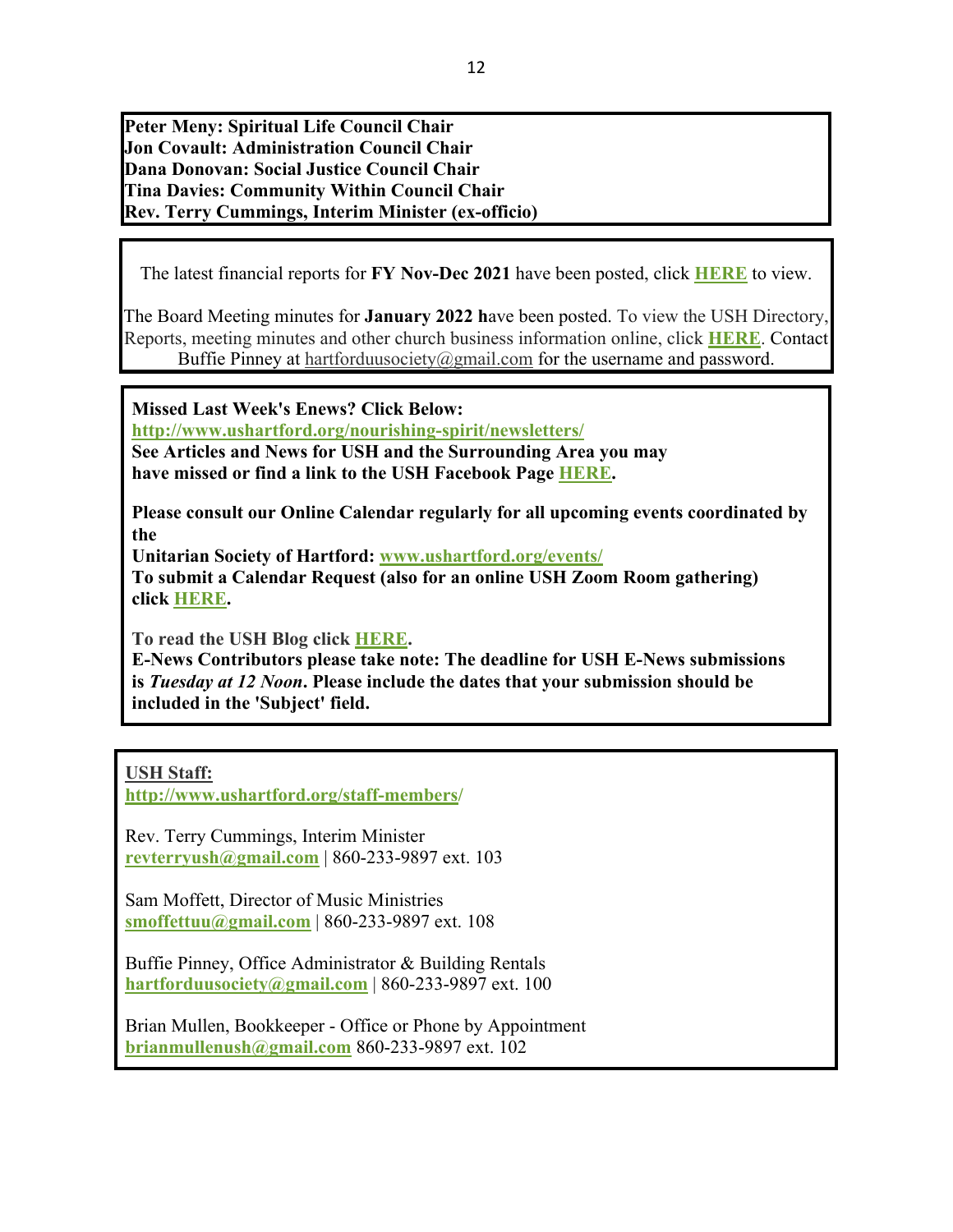**Peter Meny: Spiritual Life Council Chair**
**Jon Covault: Administration Council Chair**
**Dana Donovan: Social Justice Council Chair**
**Tina Davies: Community Within Council Chair**
**Rev. Terry Cummings, Interim Minister (ex-officio)**

The latest financial reports for **FY Nov-Dec 2021** have been posted, click **HERE** to view.

The Board Meeting minutes for **January 2022 h**ave been posted. To view the USH Directory, Reports, meeting minutes and other church business information online, click **HERE**. Contact Buffie Pinney at hartforduusociety@gmail.com for the username and password.

**Missed Last Week's Enews? Click Below:**
**http://www.ushartford.org/nourishing-spirit/newsletters/**
**See Articles and News for USH and the Surrounding Area you may have missed or find a link to the USH Facebook Page HERE.**

**Please consult our Online Calendar regularly for all upcoming events coordinated by the**
**Unitarian Society of Hartford: www.ushartford.org/events/**
**To submit a Calendar Request (also for an online USH Zoom Room gathering) click HERE.**

**To read the USH Blog click HERE.**
**E-News Contributors please take note: The deadline for USH E-News submissions is *Tuesday at 12 Noon*. Please include the dates that your submission should be included in the 'Subject' field.**

**USH Staff:**
**http://www.ushartford.org/staff-members/**

Rev. Terry Cummings, Interim Minister
**revterryush@gmail.com** | 860-233-9897 ext. 103

Sam Moffett, Director of Music Ministries
**smoffettuu@gmail.com** | 860-233-9897 ext. 108

Buffie Pinney, Office Administrator & Building Rentals
**hartforduusociety@gmail.com** | 860-233-9897 ext. 100

Brian Mullen, Bookkeeper - Office or Phone by Appointment
**brianmullenush@gmail.com** 860-233-9897 ext. 102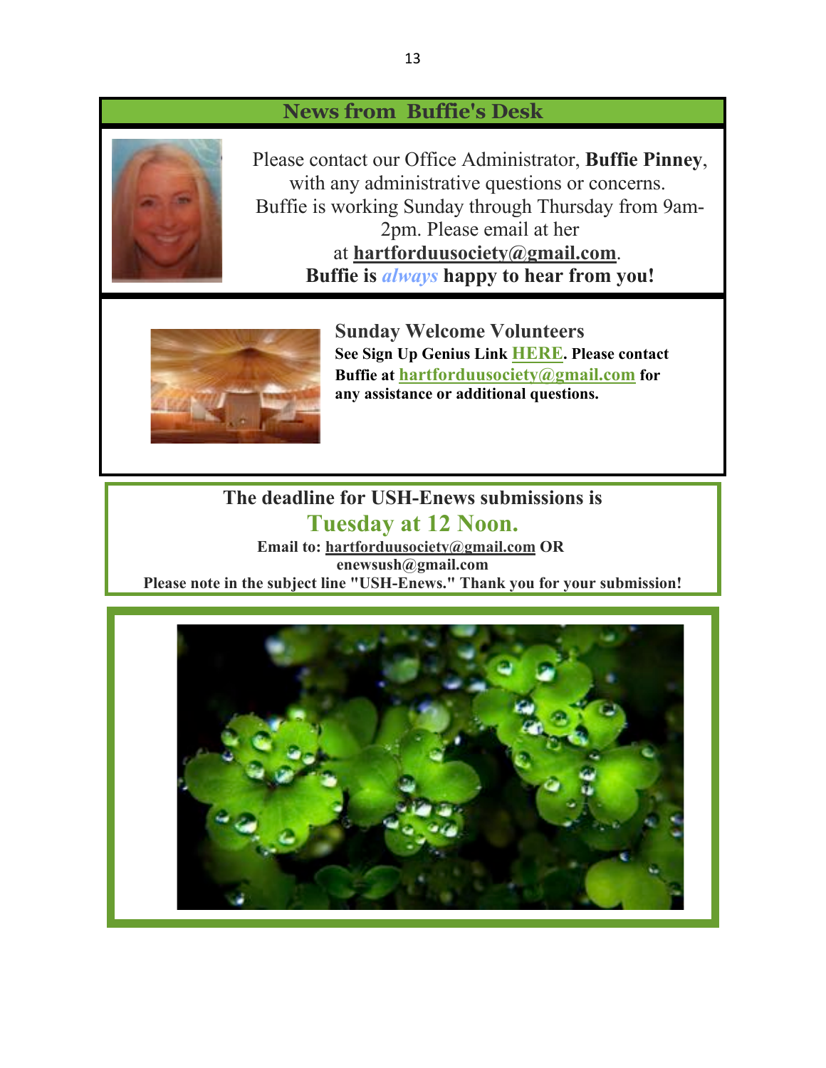## News from Buffie's Desk

Please contact our Office Administrator, **Buffie Pinney**, with any administrative questions or concerns. Buffie is working Sunday through Thursday from 9am-2pm. Please email at her at **hartforduusociety@gmail.com**.

**Buffie is *always* happy to hear from you!**

### Sunday Welcome Volunteers

**See Sign Up Genius Link HERE. Please contact Buffie at hartforduusociety@gmail.com for any assistance or additional questions.**

**The deadline for USH-Enews submissions is**

## Tuesday at 12 Noon.

**Email to: hartforduusociety@gmail.com OR enewsush@gmail.com**

**Please note in the subject line "USH-Enews." Thank you for your submission!**